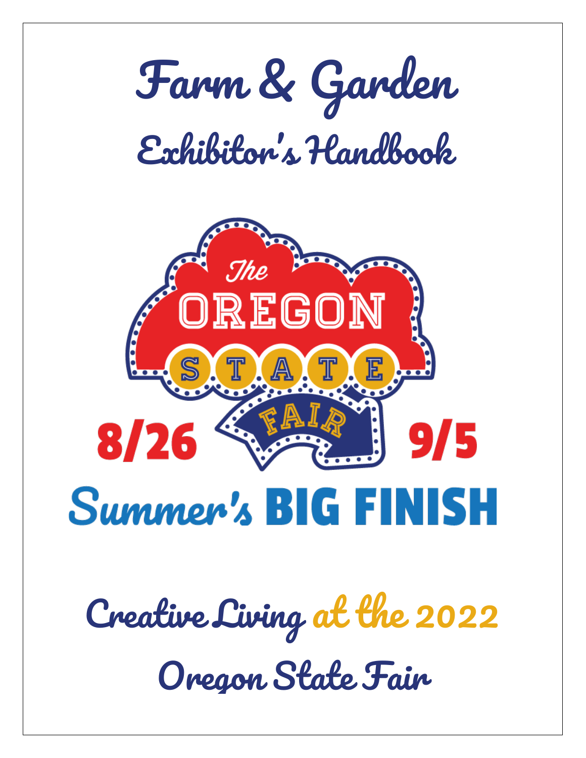# Farm & Garden

## Exhibitor's Handbook

The OREGON STATE FAIR

8/26 – 9/5

Summer's BIG FINISH

## Creative Living at the 2022 Oregon State Fair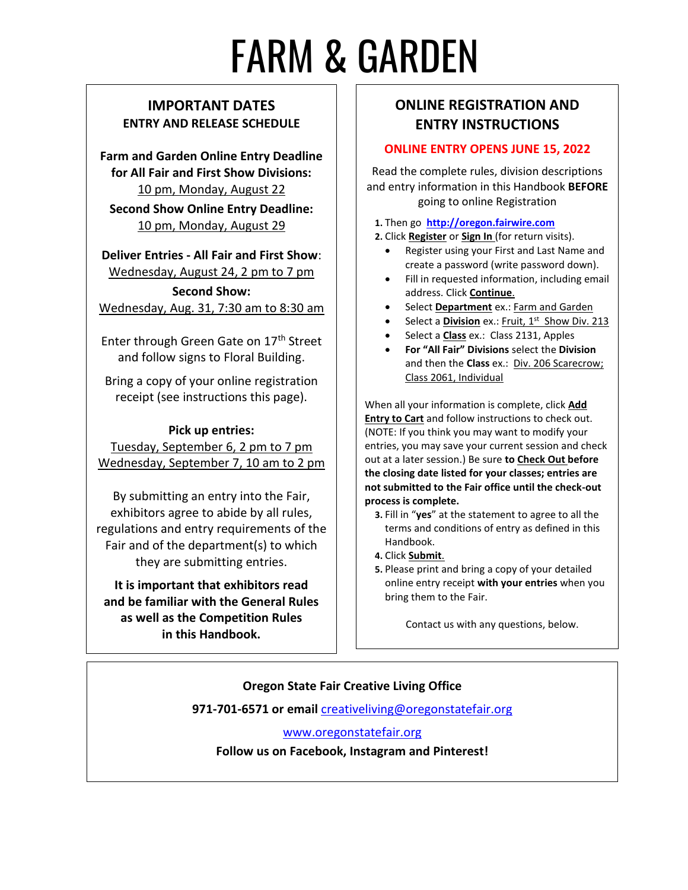# FARM & GARDEN

## IMPORTANT DATES

### ENTRY AND RELEASE SCHEDULE

**Farm and Garden Online Entry Deadline for All Fair and First Show Divisions:**
10 pm, Monday, August 22

**Second Show Online Entry Deadline:**
10 pm, Monday, August 29

**Deliver Entries - All Fair and First Show**:
Wednesday, August 24, 2 pm to 7 pm

**Second Show:**
Wednesday, Aug. 31, 7:30 am to 8:30 am

Enter through Green Gate on 17th Street and follow signs to Floral Building.

Bring a copy of your online registration receipt (see instructions this page).

**Pick up entries:**
Tuesday, September 6, 2 pm to 7 pm
Wednesday, September 7, 10 am to 2 pm

By submitting an entry into the Fair, exhibitors agree to abide by all rules, regulations and entry requirements of the Fair and of the department(s) to which they are submitting entries.

**It is important that exhibitors read and be familiar with the General Rules as well as the Competition Rules in this Handbook.**

## ONLINE REGISTRATION AND ENTRY INSTRUCTIONS

**ONLINE ENTRY OPENS JUNE 15, 2022**

Read the complete rules, division descriptions and entry information in this Handbook **BEFORE** going to online Registration

1. Then go **http://oregon.fairwire.com**
2. Click **Register** or **Sign In** (for return visits).
   - Register using your First and Last Name and create a password (write password down).
   - Fill in requested information, including email address. Click **Continue**.
   - Select **Department** ex.: Farm and Garden
   - Select a **Division** ex.: Fruit, 1st Show Div. 213
   - Select a **Class** ex.: Class 2131, Apples
   - **For "All Fair" Divisions** select the **Division** and then the **Class** ex.: Div. 206 Scarecrow; Class 2061, Individual

When all your information is complete, click **Add Entry to Cart** and follow instructions to check out. (NOTE: If you think you may want to modify your entries, you may save your current session and check out at a later session.) Be sure **to Check Out before the closing date listed for your classes; entries are not submitted to the Fair office until the check-out process is complete.**

3. Fill in "**yes**" at the statement to agree to all the terms and conditions of entry as defined in this Handbook.
4. Click **Submit**.
5. Please print and bring a copy of your detailed online entry receipt **with your entries** when you bring them to the Fair.

Contact us with any questions, below.

**Oregon State Fair Creative Living Office**

**971-701-6571 or email** creativeliving@oregonstatefair.org

www.oregonstatefair.org

**Follow us on Facebook, Instagram and Pinterest!**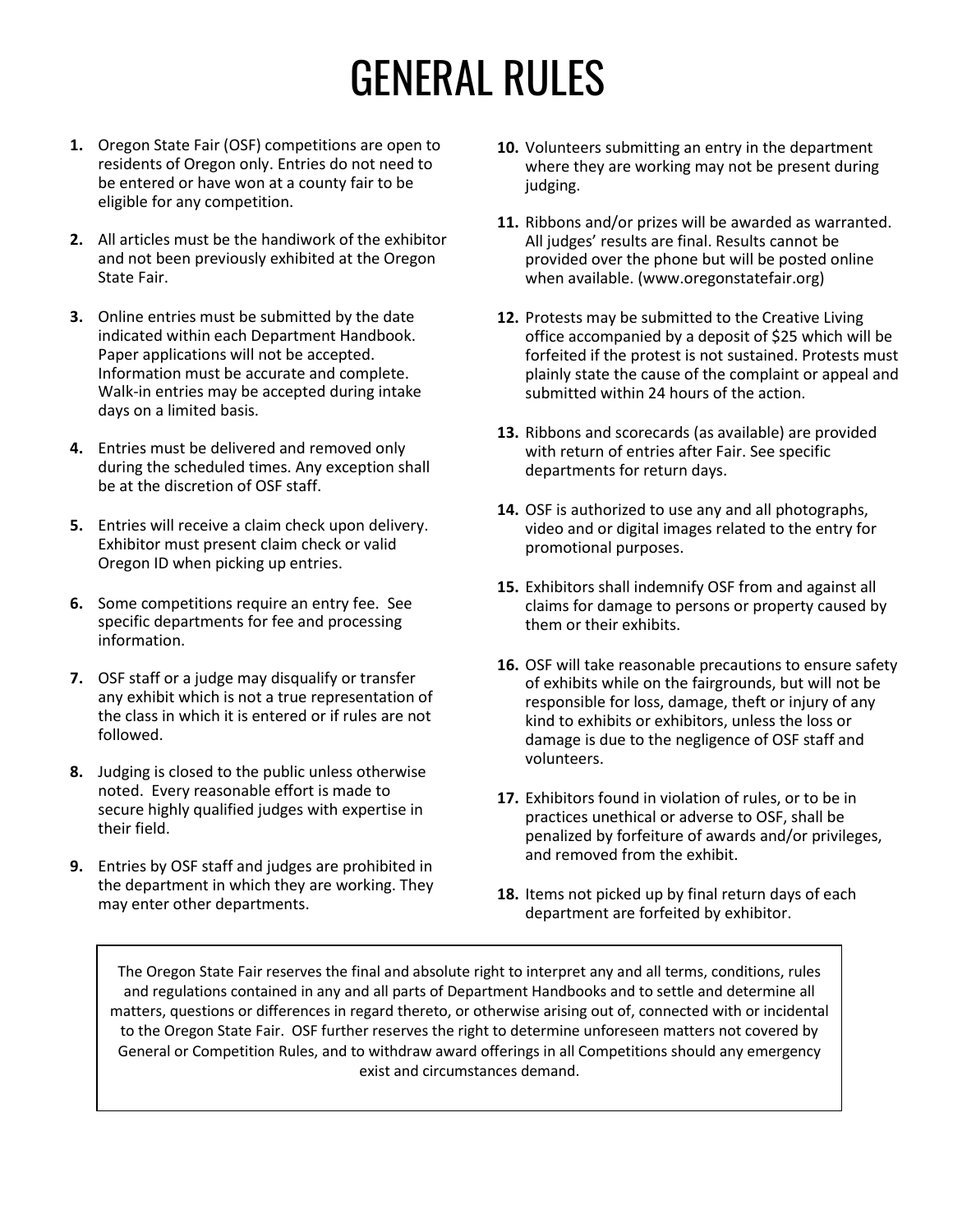# GENERAL RULES

1. Oregon State Fair (OSF) competitions are open to residents of Oregon only. Entries do not need to be entered or have won at a county fair to be eligible for any competition.

2. All articles must be the handiwork of the exhibitor and not been previously exhibited at the Oregon State Fair.

3. Online entries must be submitted by the date indicated within each Department Handbook. Paper applications will not be accepted. Information must be accurate and complete. Walk-in entries may be accepted during intake days on a limited basis.

4. Entries must be delivered and removed only during the scheduled times. Any exception shall be at the discretion of OSF staff.

5. Entries will receive a claim check upon delivery. Exhibitor must present claim check or valid Oregon ID when picking up entries.

6. Some competitions require an entry fee. See specific departments for fee and processing information.

7. OSF staff or a judge may disqualify or transfer any exhibit which is not a true representation of the class in which it is entered or if rules are not followed.

8. Judging is closed to the public unless otherwise noted. Every reasonable effort is made to secure highly qualified judges with expertise in their field.

9. Entries by OSF staff and judges are prohibited in the department in which they are working. They may enter other departments.

10. Volunteers submitting an entry in the department where they are working may not be present during judging.

11. Ribbons and/or prizes will be awarded as warranted. All judges' results are final. Results cannot be provided over the phone but will be posted online when available. (www.oregonstatefair.org)

12. Protests may be submitted to the Creative Living office accompanied by a deposit of $25 which will be forfeited if the protest is not sustained. Protests must plainly state the cause of the complaint or appeal and submitted within 24 hours of the action.

13. Ribbons and scorecards (as available) are provided with return of entries after Fair. See specific departments for return days.

14. OSF is authorized to use any and all photographs, video and or digital images related to the entry for promotional purposes.

15. Exhibitors shall indemnify OSF from and against all claims for damage to persons or property caused by them or their exhibits.

16. OSF will take reasonable precautions to ensure safety of exhibits while on the fairgrounds, but will not be responsible for loss, damage, theft or injury of any kind to exhibits or exhibitors, unless the loss or damage is due to the negligence of OSF staff and volunteers.

17. Exhibitors found in violation of rules, or to be in practices unethical or adverse to OSF, shall be penalized by forfeiture of awards and/or privileges, and removed from the exhibit.

18. Items not picked up by final return days of each department are forfeited by exhibitor.

The Oregon State Fair reserves the final and absolute right to interpret any and all terms, conditions, rules and regulations contained in any and all parts of Department Handbooks and to settle and determine all matters, questions or differences in regard thereto, or otherwise arising out of, connected with or incidental to the Oregon State Fair. OSF further reserves the right to determine unforeseen matters not covered by General or Competition Rules, and to withdraw award offerings in all Competitions should any emergency exist and circumstances demand.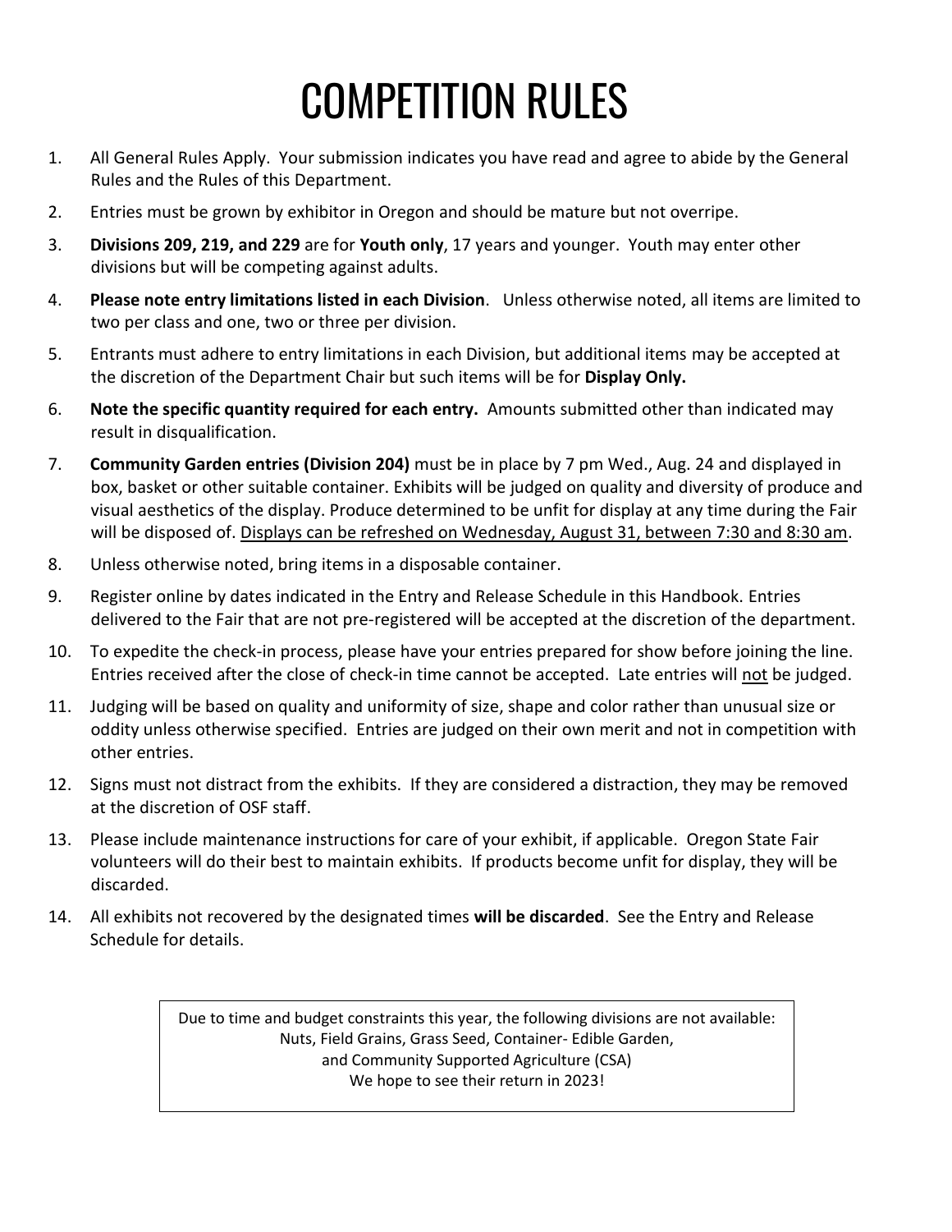# COMPETITION RULES

1. All General Rules Apply. Your submission indicates you have read and agree to abide by the General Rules and the Rules of this Department.
2. Entries must be grown by exhibitor in Oregon and should be mature but not overripe.
3. **Divisions 209, 219, and 229** are for **Youth only**, 17 years and younger. Youth may enter other divisions but will be competing against adults.
4. **Please note entry limitations listed in each Division**. Unless otherwise noted, all items are limited to two per class and one, two or three per division.
5. Entrants must adhere to entry limitations in each Division, but additional items may be accepted at the discretion of the Department Chair but such items will be for **Display Only.**
6. **Note the specific quantity required for each entry.** Amounts submitted other than indicated may result in disqualification.
7. **Community Garden entries (Division 204)** must be in place by 7 pm Wed., Aug. 24 and displayed in box, basket or other suitable container. Exhibits will be judged on quality and diversity of produce and visual aesthetics of the display. Produce determined to be unfit for display at any time during the Fair will be disposed of. Displays can be refreshed on Wednesday, August 31, between 7:30 and 8:30 am.
8. Unless otherwise noted, bring items in a disposable container.
9. Register online by dates indicated in the Entry and Release Schedule in this Handbook. Entries delivered to the Fair that are not pre-registered will be accepted at the discretion of the department.
10. To expedite the check-in process, please have your entries prepared for show before joining the line. Entries received after the close of check-in time cannot be accepted. Late entries will not be judged.
11. Judging will be based on quality and uniformity of size, shape and color rather than unusual size or oddity unless otherwise specified. Entries are judged on their own merit and not in competition with other entries.
12. Signs must not distract from the exhibits. If they are considered a distraction, they may be removed at the discretion of OSF staff.
13. Please include maintenance instructions for care of your exhibit, if applicable. Oregon State Fair volunteers will do their best to maintain exhibits. If products become unfit for display, they will be discarded.
14. All exhibits not recovered by the designated times **will be discarded**. See the Entry and Release Schedule for details.

Due to time and budget constraints this year, the following divisions are not available: Nuts, Field Grains, Grass Seed, Container- Edible Garden, and Community Supported Agriculture (CSA)
We hope to see their return in 2023!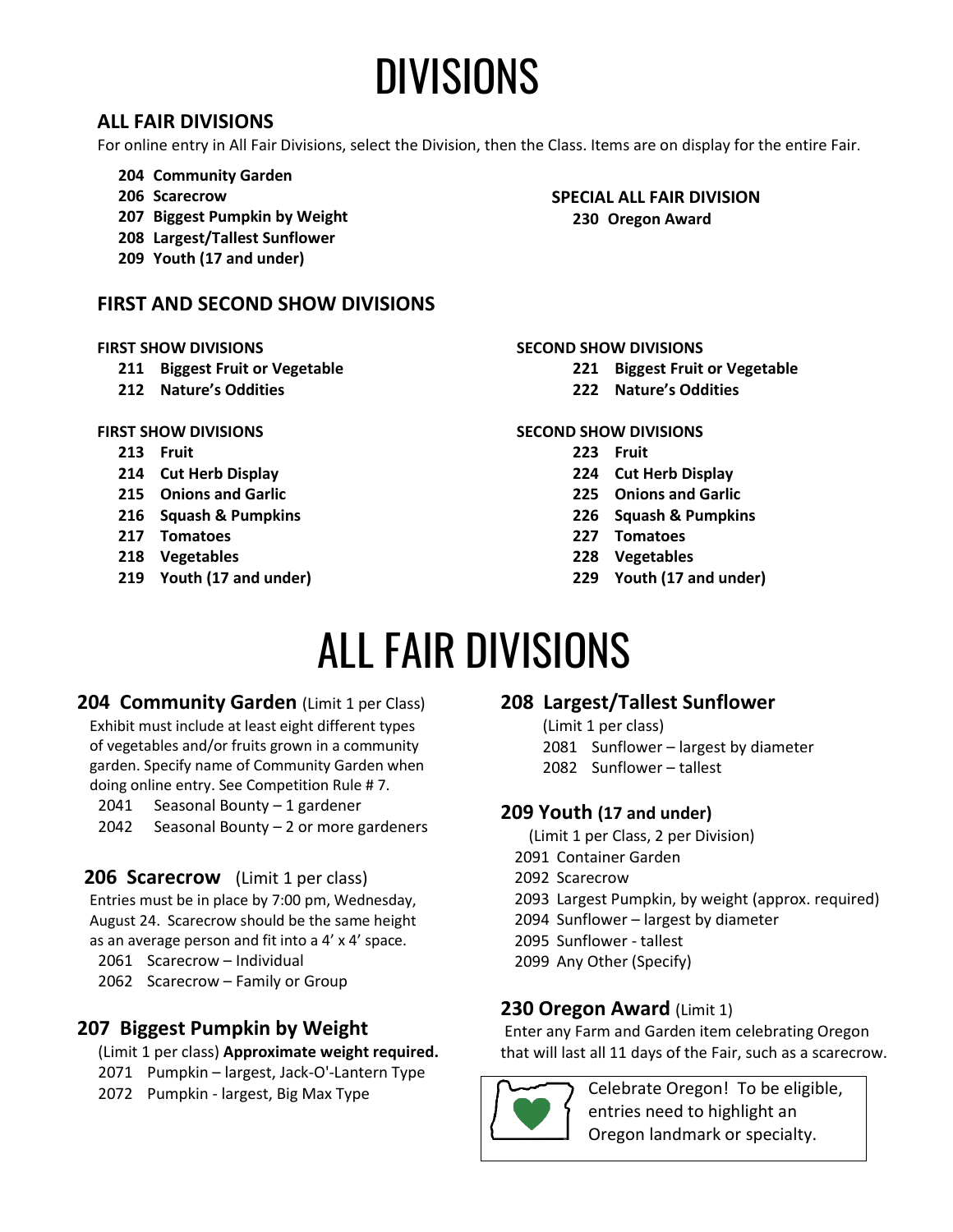# DIVISIONS

### ALL FAIR DIVISIONS

For online entry in All Fair Divisions, select the Division, then the Class. Items are on display for the entire Fair.

- **204 Community Garden**
- **206 Scarecrow**
- **207 Biggest Pumpkin by Weight**
- **208 Largest/Tallest Sunflower**
- **209 Youth (17 and under)**

**SPECIAL ALL FAIR DIVISION**

- **230 Oregon Award**

### FIRST AND SECOND SHOW DIVISIONS

**FIRST SHOW DIVISIONS**

- **211 Biggest Fruit or Vegetable**
- **212 Nature's Oddities**

**SECOND SHOW DIVISIONS**

- **221 Biggest Fruit or Vegetable**
- **222 Nature's Oddities**

**FIRST SHOW DIVISIONS**

- **213 Fruit**
- **214 Cut Herb Display**
- **215 Onions and Garlic**
- **216 Squash & Pumpkins**
- **217 Tomatoes**
- **218 Vegetables**
- **219 Youth (17 and under)**

**SECOND SHOW DIVISIONS**

- **223 Fruit**
- **224 Cut Herb Display**
- **225 Onions and Garlic**
- **226 Squash & Pumpkins**
- **227 Tomatoes**
- **228 Vegetables**
- **229 Youth (17 and under)**

# ALL FAIR DIVISIONS

### 204 Community Garden (Limit 1 per Class)

Exhibit must include at least eight different types of vegetables and/or fruits grown in a community garden. Specify name of Community Garden when doing online entry. See Competition Rule # 7.

- 2041 Seasonal Bounty – 1 gardener
- 2042 Seasonal Bounty – 2 or more gardeners

### 206 Scarecrow (Limit 1 per class)

Entries must be in place by 7:00 pm, Wednesday, August 24. Scarecrow should be the same height as an average person and fit into a 4' x 4' space.

- 2061 Scarecrow – Individual
- 2062 Scarecrow – Family or Group

### 207 Biggest Pumpkin by Weight

(Limit 1 per class) **Approximate weight required.**

- 2071 Pumpkin – largest, Jack-O'-Lantern Type
- 2072 Pumpkin - largest, Big Max Type

### 208 Largest/Tallest Sunflower

(Limit 1 per class)

- 2081 Sunflower – largest by diameter
- 2082 Sunflower – tallest

### 209 Youth (17 and under)

(Limit 1 per Class, 2 per Division)

- 2091 Container Garden
- 2092 Scarecrow
- 2093 Largest Pumpkin, by weight (approx. required)
- 2094 Sunflower – largest by diameter
- 2095 Sunflower - tallest
- 2099 Any Other (Specify)

### 230 Oregon Award (Limit 1)

Enter any Farm and Garden item celebrating Oregon that will last all 11 days of the Fair, such as a scarecrow.

Celebrate Oregon! To be eligible, entries need to highlight an Oregon landmark or specialty.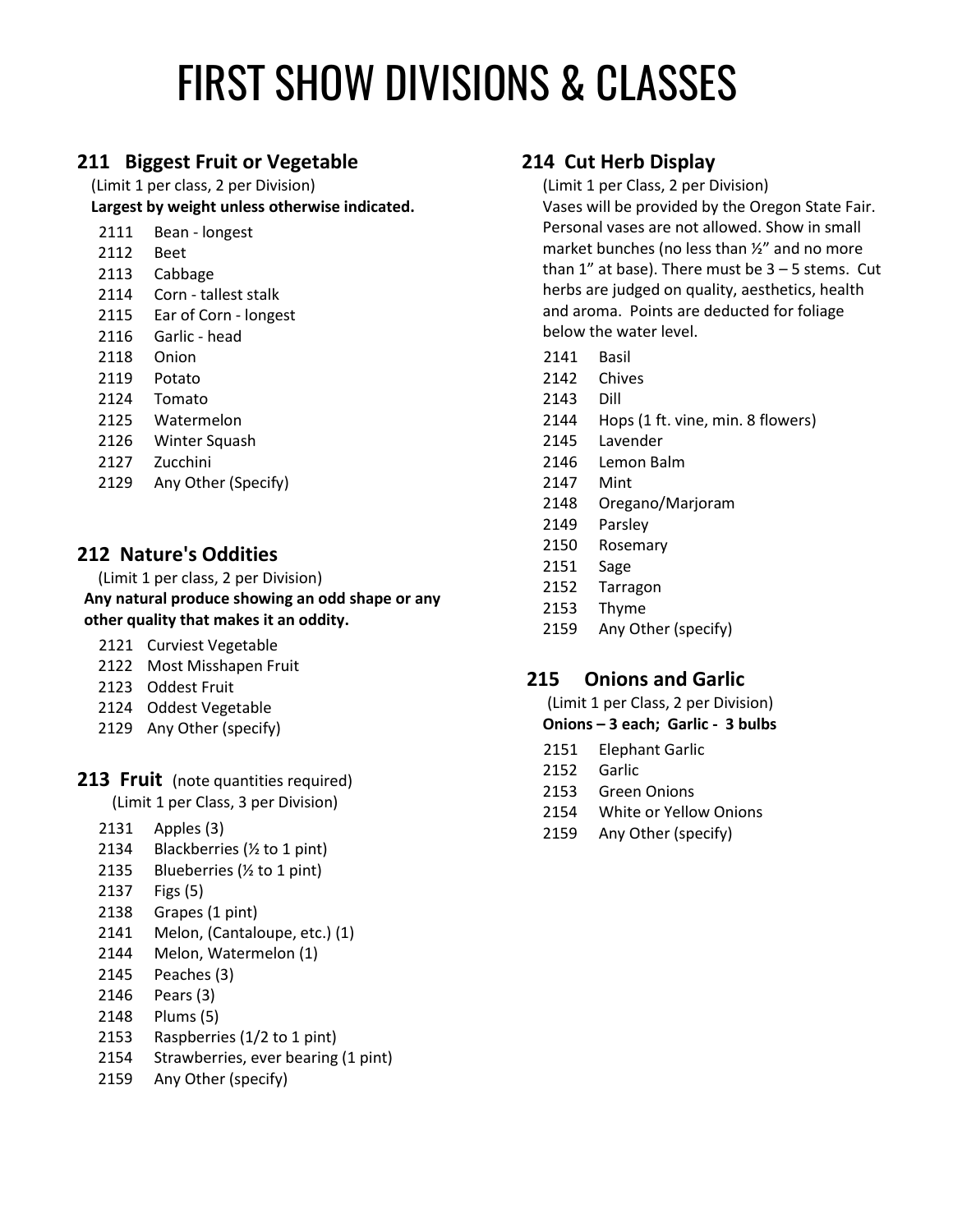# FIRST SHOW DIVISIONS & CLASSES

## 211 Biggest Fruit or Vegetable

(Limit 1 per class, 2 per Division)

**Largest by weight unless otherwise indicated.**

- 2111 Bean - longest
- 2112 Beet
- 2113 Cabbage
- 2114 Corn - tallest stalk
- 2115 Ear of Corn - longest
- 2116 Garlic - head
- 2118 Onion
- 2119 Potato
- 2124 Tomato
- 2125 Watermelon
- 2126 Winter Squash
- 2127 Zucchini
- 2129 Any Other (Specify)

## 212 Nature's Oddities

(Limit 1 per class, 2 per Division)

**Any natural produce showing an odd shape or any other quality that makes it an oddity.**

- 2121 Curviest Vegetable
- 2122 Most Misshapen Fruit
- 2123 Oddest Fruit
- 2124 Oddest Vegetable
- 2129 Any Other (specify)

## 213 Fruit (note quantities required)

(Limit 1 per Class, 3 per Division)

- 2131 Apples (3)
- 2134 Blackberries (½ to 1 pint)
- 2135 Blueberries (½ to 1 pint)
- 2137 Figs (5)
- 2138 Grapes (1 pint)
- 2141 Melon, (Cantaloupe, etc.) (1)
- 2144 Melon, Watermelon (1)
- 2145 Peaches (3)
- 2146 Pears (3)
- 2148 Plums (5)
- 2153 Raspberries (1/2 to 1 pint)
- 2154 Strawberries, ever bearing (1 pint)
- 2159 Any Other (specify)

## 214 Cut Herb Display

(Limit 1 per Class, 2 per Division)

Vases will be provided by the Oregon State Fair. Personal vases are not allowed. Show in small market bunches (no less than ½" and no more than 1" at base). There must be 3 – 5 stems. Cut herbs are judged on quality, aesthetics, health and aroma. Points are deducted for foliage below the water level.

- 2141 Basil
- 2142 Chives
- 2143 Dill
- 2144 Hops (1 ft. vine, min. 8 flowers)
- 2145 Lavender
- 2146 Lemon Balm
- 2147 Mint
- 2148 Oregano/Marjoram
- 2149 Parsley
- 2150 Rosemary
- 2151 Sage
- 2152 Tarragon
- 2153 Thyme
- 2159 Any Other (specify)

## 215 Onions and Garlic

(Limit 1 per Class, 2 per Division)

**Onions – 3 each; Garlic - 3 bulbs**

- 2151 Elephant Garlic
- 2152 Garlic
- 2153 Green Onions
- 2154 White or Yellow Onions
- 2159 Any Other (specify)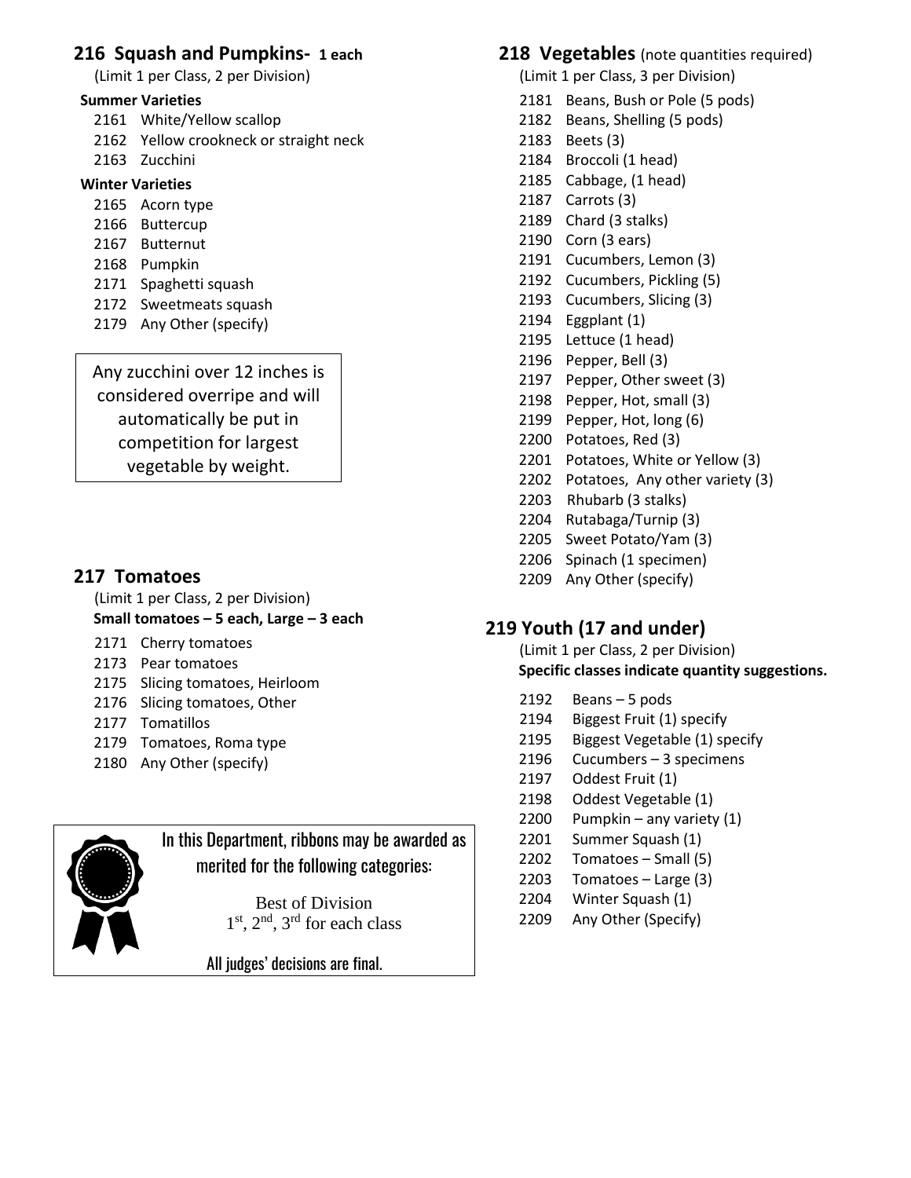## 216 Squash and Pumpkins- 1 each

(Limit 1 per Class, 2 per Division)

**Summer Varieties**

- 2161 White/Yellow scallop
- 2162 Yellow crookneck or straight neck
- 2163 Zucchini

**Winter Varieties**

- 2165 Acorn type
- 2166 Buttercup
- 2167 Butternut
- 2168 Pumpkin
- 2171 Spaghetti squash
- 2172 Sweetmeats squash
- 2179 Any Other (specify)

Any zucchini over 12 inches is considered overripe and will automatically be put in competition for largest vegetable by weight.

## 217 Tomatoes

(Limit 1 per Class, 2 per Division)

**Small tomatoes – 5 each, Large – 3 each**

- 2171 Cherry tomatoes
- 2173 Pear tomatoes
- 2175 Slicing tomatoes, Heirloom
- 2176 Slicing tomatoes, Other
- 2177 Tomatillos
- 2179 Tomatoes, Roma type
- 2180 Any Other (specify)

In this Department, ribbons may be awarded as merited for the following categories:

Best of Division
1st, 2nd, 3rd for each class

All judges' decisions are final.

## 218 Vegetables (note quantities required)

(Limit 1 per Class, 3 per Division)

- 2181 Beans, Bush or Pole (5 pods)
- 2182 Beans, Shelling (5 pods)
- 2183 Beets (3)
- 2184 Broccoli (1 head)
- 2185 Cabbage, (1 head)
- 2187 Carrots (3)
- 2189 Chard (3 stalks)
- 2190 Corn (3 ears)
- 2191 Cucumbers, Lemon (3)
- 2192 Cucumbers, Pickling (5)
- 2193 Cucumbers, Slicing (3)
- 2194 Eggplant (1)
- 2195 Lettuce (1 head)
- 2196 Pepper, Bell (3)
- 2197 Pepper, Other sweet (3)
- 2198 Pepper, Hot, small (3)
- 2199 Pepper, Hot, long (6)
- 2200 Potatoes, Red (3)
- 2201 Potatoes, White or Yellow (3)
- 2202 Potatoes, Any other variety (3)
- 2203 Rhubarb (3 stalks)
- 2204 Rutabaga/Turnip (3)
- 2205 Sweet Potato/Yam (3)
- 2206 Spinach (1 specimen)
- 2209 Any Other (specify)

## 219 Youth (17 and under)

(Limit 1 per Class, 2 per Division)

**Specific classes indicate quantity suggestions.**

- 2192 Beans – 5 pods
- 2194 Biggest Fruit (1) specify
- 2195 Biggest Vegetable (1) specify
- 2196 Cucumbers – 3 specimens
- 2197 Oddest Fruit (1)
- 2198 Oddest Vegetable (1)
- 2200 Pumpkin – any variety (1)
- 2201 Summer Squash (1)
- 2202 Tomatoes – Small (5)
- 2203 Tomatoes – Large (3)
- 2204 Winter Squash (1)
- 2209 Any Other (Specify)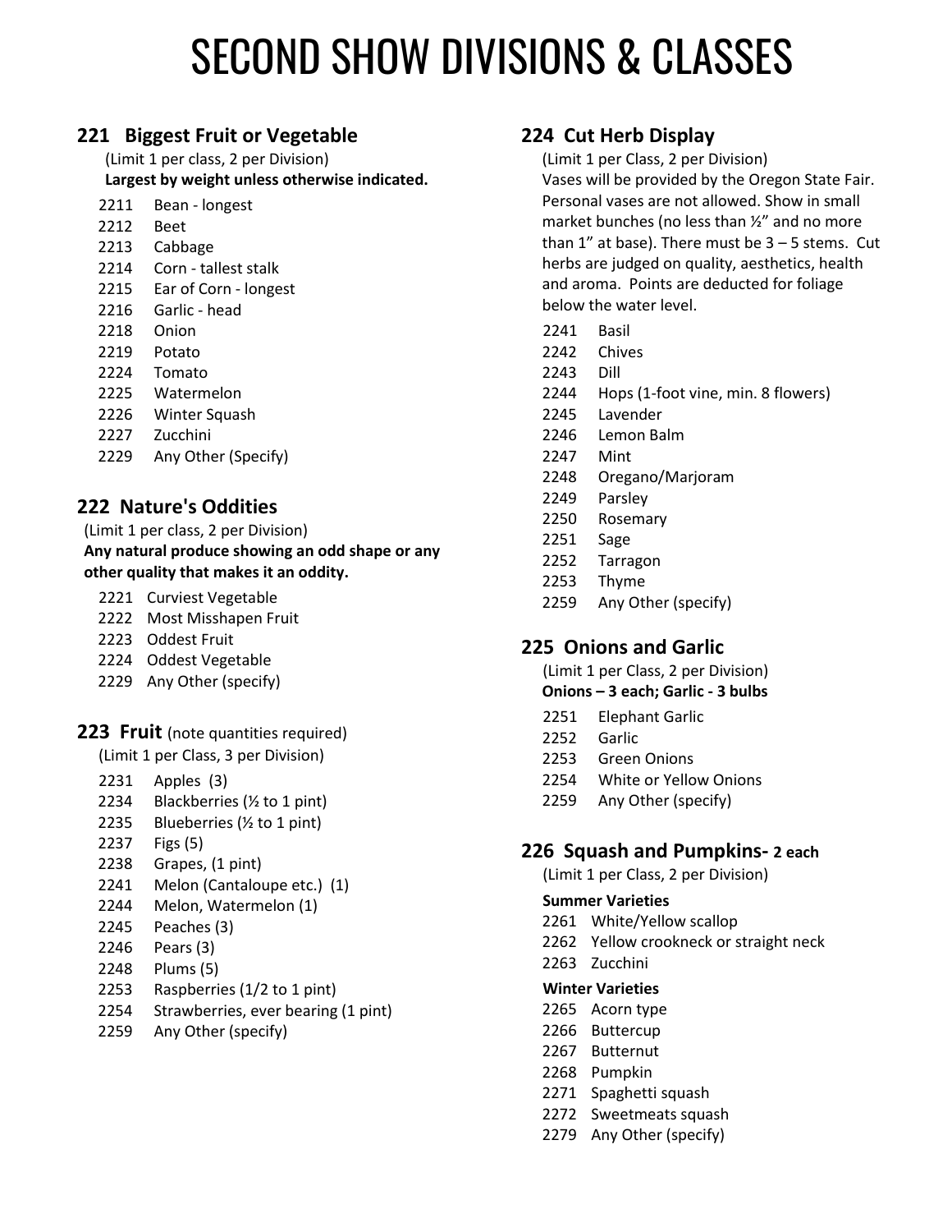# SECOND SHOW DIVISIONS & CLASSES

## 221 Biggest Fruit or Vegetable

(Limit 1 per class, 2 per Division)

**Largest by weight unless otherwise indicated.**

- 2211 Bean - longest
- 2212 Beet
- 2213 Cabbage
- 2214 Corn - tallest stalk
- 2215 Ear of Corn - longest
- 2216 Garlic - head
- 2218 Onion
- 2219 Potato
- 2224 Tomato
- 2225 Watermelon
- 2226 Winter Squash
- 2227 Zucchini
- 2229 Any Other (Specify)

## 222 Nature's Oddities

(Limit 1 per class, 2 per Division)

**Any natural produce showing an odd shape or any other quality that makes it an oddity.**

- 2221 Curviest Vegetable
- 2222 Most Misshapen Fruit
- 2223 Oddest Fruit
- 2224 Oddest Vegetable
- 2229 Any Other (specify)

## 223 Fruit (note quantities required)

(Limit 1 per Class, 3 per Division)

- 2231 Apples (3)
- 2234 Blackberries (½ to 1 pint)
- 2235 Blueberries (½ to 1 pint)
- 2237 Figs (5)
- 2238 Grapes, (1 pint)
- 2241 Melon (Cantaloupe etc.) (1)
- 2244 Melon, Watermelon (1)
- 2245 Peaches (3)
- 2246 Pears (3)
- 2248 Plums (5)
- 2253 Raspberries (1/2 to 1 pint)
- 2254 Strawberries, ever bearing (1 pint)
- 2259 Any Other (specify)

## 224 Cut Herb Display

(Limit 1 per Class, 2 per Division)

Vases will be provided by the Oregon State Fair. Personal vases are not allowed. Show in small market bunches (no less than ½" and no more than 1" at base). There must be 3 – 5 stems. Cut herbs are judged on quality, aesthetics, health and aroma. Points are deducted for foliage below the water level.

- 2241 Basil
- 2242 Chives
- 2243 Dill
- 2244 Hops (1-foot vine, min. 8 flowers)
- 2245 Lavender
- 2246 Lemon Balm
- 2247 Mint
- 2248 Oregano/Marjoram
- 2249 Parsley
- 2250 Rosemary
- 2251 Sage
- 2252 Tarragon
- 2253 Thyme
- 2259 Any Other (specify)

## 225 Onions and Garlic

(Limit 1 per Class, 2 per Division)

**Onions – 3 each; Garlic - 3 bulbs**

- 2251 Elephant Garlic
- 2252 Garlic
- 2253 Green Onions
- 2254 White or Yellow Onions
- 2259 Any Other (specify)

## 226 Squash and Pumpkins- 2 each

(Limit 1 per Class, 2 per Division)

**Summer Varieties**

- 2261 White/Yellow scallop
- 2262 Yellow crookneck or straight neck
- 2263 Zucchini

**Winter Varieties**

- 2265 Acorn type
- 2266 Buttercup
- 2267 Butternut
- 2268 Pumpkin
- 2271 Spaghetti squash
- 2272 Sweetmeats squash
- 2279 Any Other (specify)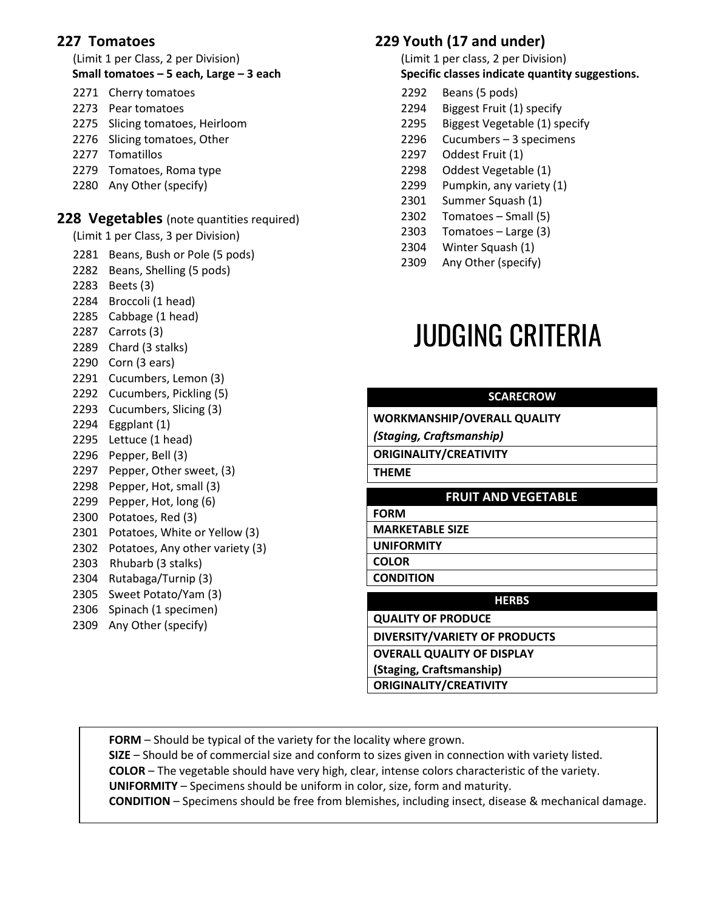## 227 Tomatoes

(Limit 1 per Class, 2 per Division)

**Small tomatoes – 5 each, Large – 3 each**

- 2271 Cherry tomatoes
- 2273 Pear tomatoes
- 2275 Slicing tomatoes, Heirloom
- 2276 Slicing tomatoes, Other
- 2277 Tomatillos
- 2279 Tomatoes, Roma type
- 2280 Any Other (specify)

## 228 Vegetables (note quantities required)

(Limit 1 per Class, 3 per Division)

- 2281 Beans, Bush or Pole (5 pods)
- 2282 Beans, Shelling (5 pods)
- 2283 Beets (3)
- 2284 Broccoli (1 head)
- 2285 Cabbage (1 head)
- 2287 Carrots (3)
- 2289 Chard (3 stalks)
- 2290 Corn (3 ears)
- 2291 Cucumbers, Lemon (3)
- 2292 Cucumbers, Pickling (5)
- 2293 Cucumbers, Slicing (3)
- 2294 Eggplant (1)
- 2295 Lettuce (1 head)
- 2296 Pepper, Bell (3)
- 2297 Pepper, Other sweet, (3)
- 2298 Pepper, Hot, small (3)
- 2299 Pepper, Hot, long (6)
- 2300 Potatoes, Red (3)
- 2301 Potatoes, White or Yellow (3)
- 2302 Potatoes, Any other variety (3)
- 2303 Rhubarb (3 stalks)
- 2304 Rutabaga/Turnip (3)
- 2305 Sweet Potato/Yam (3)
- 2306 Spinach (1 specimen)
- 2309 Any Other (specify)

## 229 Youth (17 and under)

(Limit 1 per class, 2 per Division)

**Specific classes indicate quantity suggestions.**

- 2292 Beans (5 pods)
- 2294 Biggest Fruit (1) specify
- 2295 Biggest Vegetable (1) specify
- 2296 Cucumbers – 3 specimens
- 2297 Oddest Fruit (1)
- 2298 Oddest Vegetable (1)
- 2299 Pumpkin, any variety (1)
- 2301 Summer Squash (1)
- 2302 Tomatoes – Small (5)
- 2303 Tomatoes – Large (3)
- 2304 Winter Squash (1)
- 2309 Any Other (specify)

# JUDGING CRITERIA

| SCARECROW |
|---|
| **WORKMANSHIP/OVERALL QUALITY** *(Staging, Craftsmanship)* |
| **ORIGINALITY/CREATIVITY** |
| **THEME** |

| FRUIT AND VEGETABLE |
|---|
| **FORM** |
| **MARKETABLE SIZE** |
| **UNIFORMITY** |
| **COLOR** |
| **CONDITION** |

| HERBS |
|---|
| **QUALITY OF PRODUCE** |
| **DIVERSITY/VARIETY OF PRODUCTS** |
| **OVERALL QUALITY OF DISPLAY (Staging, Craftsmanship)** |
| **ORIGINALITY/CREATIVITY** |

**FORM** – Should be typical of the variety for the locality where grown.
**SIZE** – Should be of commercial size and conform to sizes given in connection with variety listed.
**COLOR** – The vegetable should have very high, clear, intense colors characteristic of the variety.
**UNIFORMITY** – Specimens should be uniform in color, size, form and maturity.
**CONDITION** – Specimens should be free from blemishes, including insect, disease & mechanical damage.